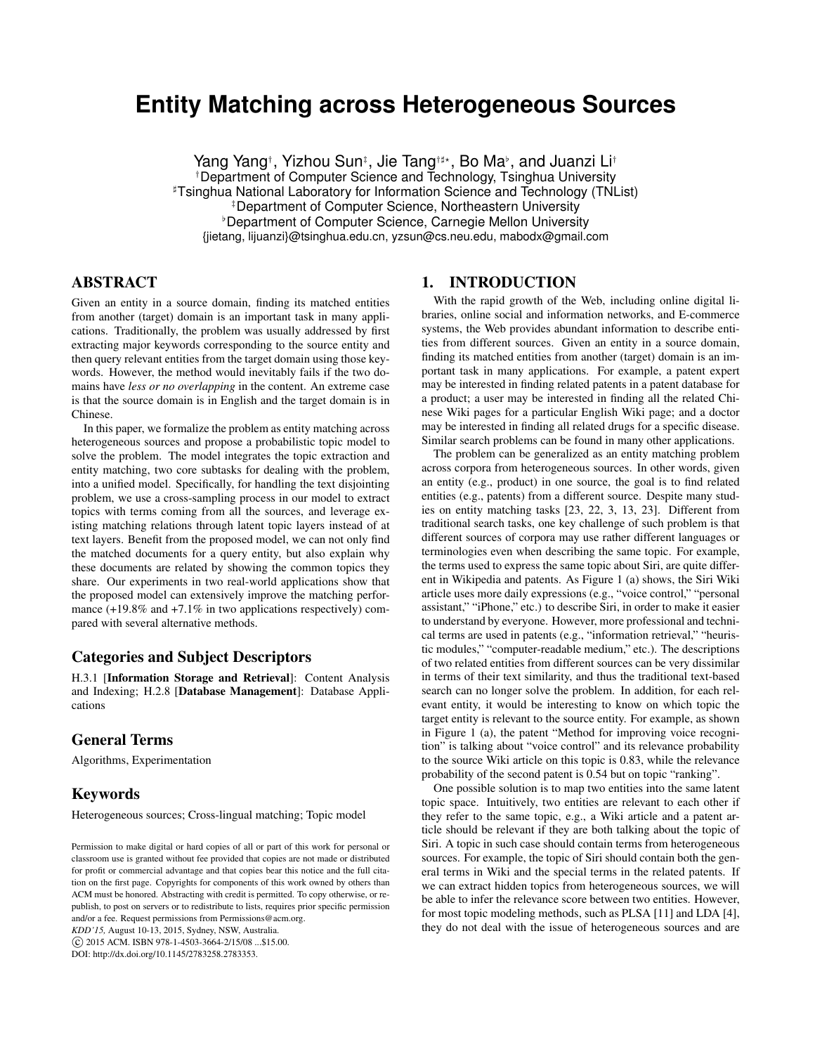# Entity Matching across Heterogeneous Sources

Yang Yang[†], Yizhou Sun[‡], Jie Tang[†♯⋆], Bo Ma[♭], and Juanzi Li[†]

[†]Department of Computer Science and Technology, Tsinghua University
[♯]Tsinghua National Laboratory for Information Science and Technology (TNList)
[‡]Department of Computer Science, Northeastern University
[♭]Department of Computer Science, Carnegie Mellon University
{jietang, lijuanzi}@tsinghua.edu.cn, yzsun@cs.neu.edu, mabodx@gmail.com

## ABSTRACT

Given an entity in a source domain, finding its matched entities from another (target) domain is an important task in many applications. Traditionally, the problem was usually addressed by first extracting major keywords corresponding to the source entity and then query relevant entities from the target domain using those keywords. However, the method would inevitably fails if the two domains have *less or no overlapping* in the content. An extreme case is that the source domain is in English and the target domain is in Chinese.

In this paper, we formalize the problem as entity matching across heterogeneous sources and propose a probabilistic topic model to solve the problem. The model integrates the topic extraction and entity matching, two core subtasks for dealing with the problem, into a unified model. Specifically, for handling the text disjointing problem, we use a cross-sampling process in our model to extract topics with terms coming from all the sources, and leverage existing matching relations through latent topic layers instead of at text layers. Benefit from the proposed model, we can not only find the matched documents for a query entity, but also explain why these documents are related by showing the common topics they share. Our experiments in two real-world applications show that the proposed model can extensively improve the matching performance (+19.8% and +7.1% in two applications respectively) compared with several alternative methods.

### Categories and Subject Descriptors

H.3.1 [**Information Storage and Retrieval**]: Content Analysis and Indexing; H.2.8 [**Database Management**]: Database Applications

### General Terms

Algorithms, Experimentation

### Keywords

Heterogeneous sources; Cross-lingual matching; Topic model

Permission to make digital or hard copies of all or part of this work for personal or classroom use is granted without fee provided that copies are not made or distributed for profit or commercial advantage and that copies bear this notice and the full citation on the first page. Copyrights for components of this work owned by others than ACM must be honored. Abstracting with credit is permitted. To copy otherwise, or republish, to post on servers or to redistribute to lists, requires prior specific permission and/or a fee. Request permissions from Permissions@acm.org.
*KDD'15,* August 10-13, 2015, Sydney, NSW, Australia.
© 2015 ACM. ISBN 978-1-4503-3664-2/15/08 ...$15.00.
DOI: http://dx.doi.org/10.1145/2783258.2783353.

## 1. INTRODUCTION

With the rapid growth of the Web, including online digital libraries, online social and information networks, and E-commerce systems, the Web provides abundant information to describe entities from different sources. Given an entity in a source domain, finding its matched entities from another (target) domain is an important task in many applications. For example, a patent expert may be interested in finding related patents in a patent database for a product; a user may be interested in finding all the related Chinese Wiki pages for a particular English Wiki page; and a doctor may be interested in finding all related drugs for a specific disease. Similar search problems can be found in many other applications.

The problem can be generalized as an entity matching problem across corpora from heterogeneous sources. In other words, given an entity (e.g., product) in one source, the goal is to find related entities (e.g., patents) from a different source. Despite many studies on entity matching tasks [23, 22, 3, 13, 23]. Different from traditional search tasks, one key challenge of such problem is that different sources of corpora may use rather different languages or terminologies even when describing the same topic. For example, the terms used to express the same topic about Siri, are quite different in Wikipedia and patents. As Figure 1 (a) shows, the Siri Wiki article uses more daily expressions (e.g., "voice control," "personal assistant," "iPhone," etc.) to describe Siri, in order to make it easier to understand by everyone. However, more professional and technical terms are used in patents (e.g., "information retrieval," "heuristic modules," "computer-readable medium," etc.). The descriptions of two related entities from different sources can be very dissimilar in terms of their text similarity, and thus the traditional text-based search can no longer solve the problem. In addition, for each relevant entity, it would be interesting to know on which topic the target entity is relevant to the source entity. For example, as shown in Figure 1 (a), the patent "Method for improving voice recognition" is talking about "voice control" and its relevance probability to the source Wiki article on this topic is 0.83, while the relevance probability of the second patent is 0.54 but on topic "ranking".

One possible solution is to map two entities into the same latent topic space. Intuitively, two entities are relevant to each other if they refer to the same topic, e.g., a Wiki article and a patent article should be relevant if they are both talking about the topic of Siri. A topic in such case should contain terms from heterogeneous sources. For example, the topic of Siri should contain both the general terms in Wiki and the special terms in the related patents. If we can extract hidden topics from heterogeneous sources, we will be able to infer the relevance score between two entities. However, for most topic modeling methods, such as PLSA [11] and LDA [4], they do not deal with the issue of heterogeneous sources and are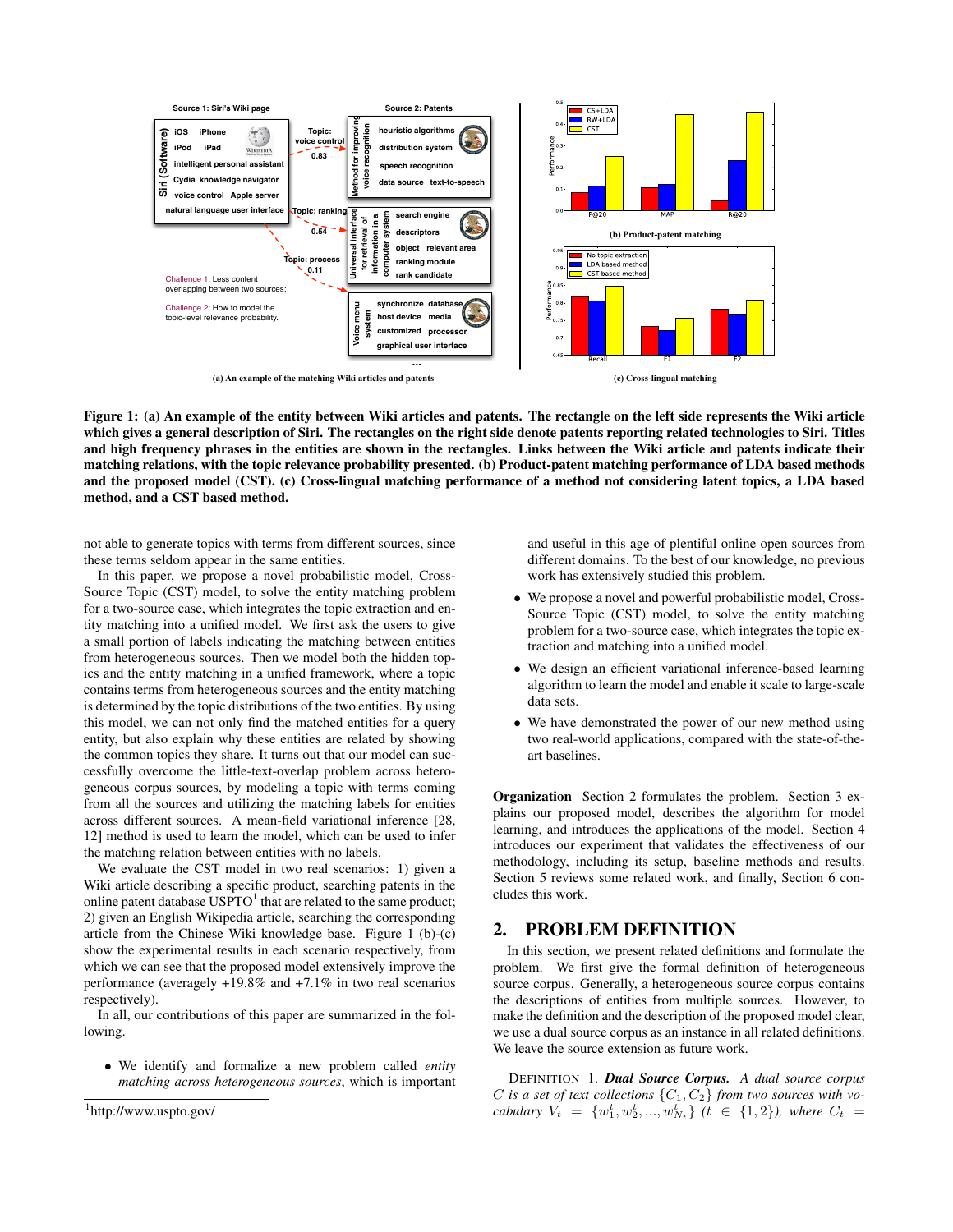Figure 1: (a) An example of the entity between Wiki articles and patents. The rectangle on the left side represents the Wiki article which gives a general description of Siri. The rectangles on the right side denote patents reporting related technologies to Siri. Titles and high frequency phrases in the entities are shown in the rectangles. Links between the Wiki article and patents indicate their matching relations, with the topic relevance probability presented. (b) Product-patent matching performance of LDA based methods and the proposed model (CST). (c) Cross-lingual matching performance of a method not considering latent topics, a LDA based method, and a CST based method.

not able to generate topics with terms from different sources, since these terms seldom appear in the same entities.

In this paper, we propose a novel probabilistic model, Cross-Source Topic (CST) model, to solve the entity matching problem for a two-source case, which integrates the topic extraction and entity matching into a unified model. We first ask the users to give a small portion of labels indicating the matching between entities from heterogeneous sources. Then we model both the hidden topics and the entity matching in a unified framework, where a topic contains terms from heterogeneous sources and the entity matching is determined by the topic distributions of the two entities. By using this model, we can not only find the matched entities for a query entity, but also explain why these entities are related by showing the common topics they share. It turns out that our model can successfully overcome the little-text-overlap problem across heterogeneous corpus sources, by modeling a topic with terms coming from all the sources and utilizing the matching labels for entities across different sources. A mean-field variational inference [28, 12] method is used to learn the model, which can be used to infer the matching relation between entities with no labels.

We evaluate the CST model in two real scenarios: 1) given a Wiki article describing a specific product, searching patents in the online patent database USPTO[1] that are related to the same product; 2) given an English Wikipedia article, searching the corresponding article from the Chinese Wiki knowledge base. Figure 1 (b)-(c) show the experimental results in each scenario respectively, from which we can see that the proposed model extensively improve the performance (averagely +19.8% and +7.1% in two real scenarios respectively).

In all, our contributions of this paper are summarized in the following.

- We identify and formalize a new problem called *entity matching across heterogeneous sources*, which is important and useful in this age of plentiful online open sources from different domains. To the best of our knowledge, no previous work has extensively studied this problem.
- We propose a novel and powerful probabilistic model, Cross-Source Topic (CST) model, to solve the entity matching problem for a two-source case, which integrates the topic extraction and matching into a unified model.
- We design an efficient variational inference-based learning algorithm to learn the model and enable it scale to large-scale data sets.
- We have demonstrated the power of our new method using two real-world applications, compared with the state-of-the-art baselines.

[1]http://www.uspto.gov/

**Organization** Section 2 formulates the problem. Section 3 explains our proposed model, describes the algorithm for model learning, and introduces the applications of the model. Section 4 introduces our experiment that validates the effectiveness of our methodology, including its setup, baseline methods and results. Section 5 reviews some related work, and finally, Section 6 concludes this work.

## 2. PROBLEM DEFINITION

In this section, we present related definitions and formulate the problem. We first give the formal definition of heterogeneous source corpus. Generally, a heterogeneous source corpus contains the descriptions of entities from multiple sources. However, to make the definition and the description of the proposed model clear, we use a dual source corpus as an instance in all related definitions. We leave the source extension as future work.

DEFINITION 1. ***Dual Source Corpus.*** *A dual source corpus $C$ is a set of text collections $\{C_1, C_2\}$ from two sources with vocabulary $V_t = \{w_1^t, w_2^t, ..., w_{N_t}^t\}$ $(t \in \{1, 2\})$, where $C_t =$*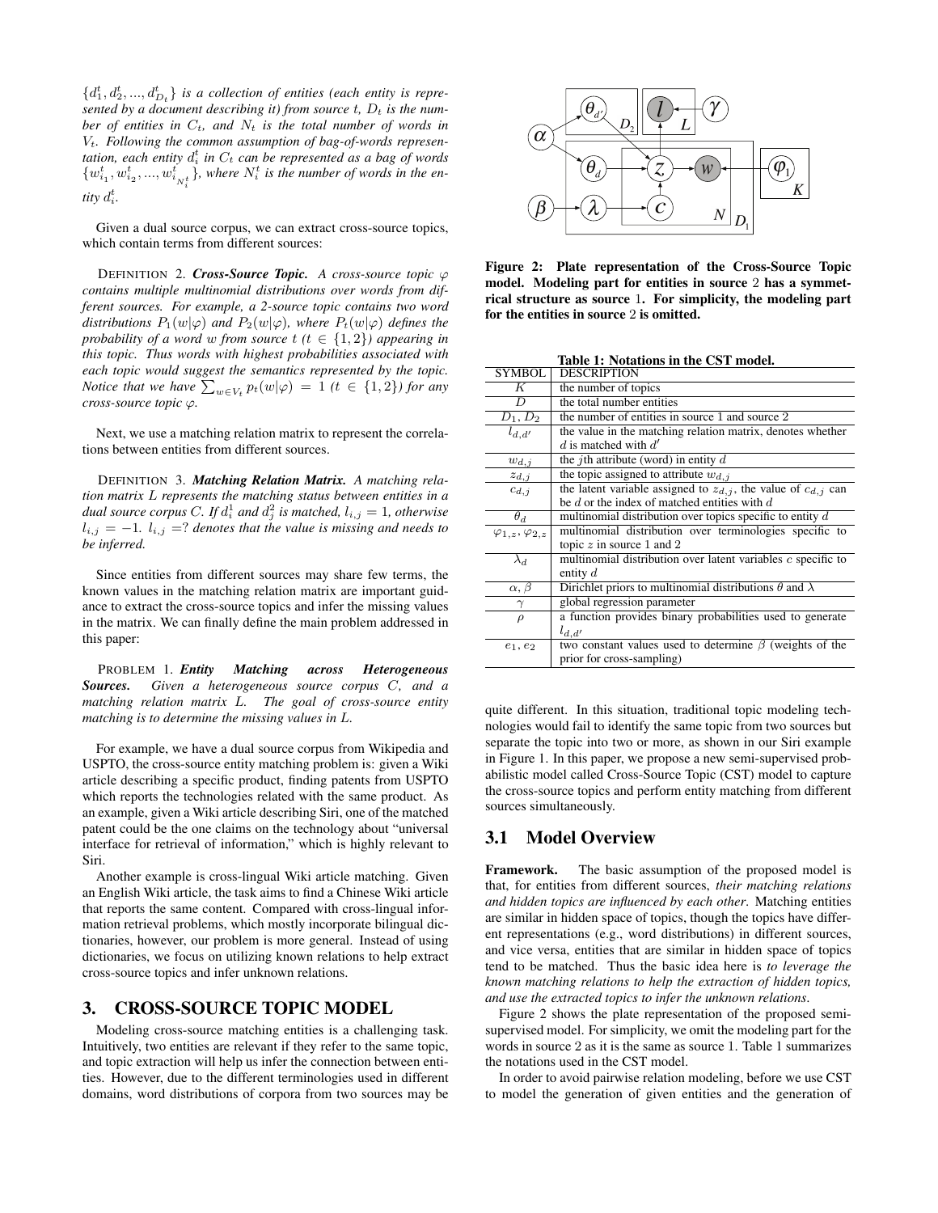$\{d_1^t, d_2^t, ..., d_{D_t}^t\}$ *is a collection of entities (each entity is represented by a document describing it) from source* $t$*,* $D_t$ *is the number of entities in* $C_t$*, and* $N_t$ *is the total number of words in* $V_t$*. Following the common assumption of bag-of-words representation, each entity* $d_i^t$ *in* $C_t$ *can be represented as a bag of words* $\{w_{i_1}^t, w_{i_2}^t, ..., w_{i_{N_i^t}}^t\}$*, where* $N_i^t$ *is the number of words in the entity* $d_i^t$*.*

Given a dual source corpus, we can extract cross-source topics, which contain terms from different sources:

DEFINITION 2. ***Cross-Source Topic.*** *A cross-source topic* $\varphi$ *contains multiple multinomial distributions over words from different sources. For example, a 2-source topic contains two word distributions* $P_1(w|\varphi)$ *and* $P_2(w|\varphi)$*, where* $P_t(w|\varphi)$ *defines the probability of a word* $w$ *from source* $t$ *(*$t \in \{1, 2\}$*) appearing in this topic. Thus words with highest probabilities associated with each topic would suggest the semantics represented by the topic. Notice that we have* $\sum_{w \in V_t} p_t(w|\varphi) = 1$ *(*$t \in \{1, 2\}$*) for any cross-source topic* $\varphi$*.*

Next, we use a matching relation matrix to represent the correlations between entities from different sources.

DEFINITION 3. ***Matching Relation Matrix.*** *A matching relation matrix* $L$ *represents the matching status between entities in a dual source corpus* $C$*. If* $d_i^1$ *and* $d_j^2$ *is matched,* $l_{i,j} = 1$*, otherwise* $l_{i,j} = -1$*.* $l_{i,j} = ?$ *denotes that the value is missing and needs to be inferred.*

Since entities from different sources may share few terms, the known values in the matching relation matrix are important guidance to extract the cross-source topics and infer the missing values in the matrix. We can finally define the main problem addressed in this paper:

PROBLEM 1. ***Entity Matching across Heterogeneous Sources.*** *Given a heterogeneous source corpus* $C$*, and a matching relation matrix* $L$*. The goal of cross-source entity matching is to determine the missing values in* $L$*.*

For example, we have a dual source corpus from Wikipedia and USPTO, the cross-source entity matching problem is: given a Wiki article describing a specific product, finding patents from USPTO which reports the technologies related with the same product. As an example, given a Wiki article describing Siri, one of the matched patent could be the one claims on the technology about "universal interface for retrieval of information," which is highly relevant to Siri.

Another example is cross-lingual Wiki article matching. Given an English Wiki article, the task aims to find a Chinese Wiki article that reports the same content. Compared with cross-lingual information retrieval problems, which mostly incorporate bilingual dictionaries, however, our problem is more general. Instead of using dictionaries, we focus on utilizing known relations to help extract cross-source topics and infer unknown relations.

# 3. CROSS-SOURCE TOPIC MODEL

Modeling cross-source matching entities is a challenging task. Intuitively, two entities are relevant if they refer to the same topic, and topic extraction will help us infer the connection between entities. However, due to the different terminologies used in different domains, word distributions of corpora from two sources may be quite different. In this situation, traditional topic modeling technologies would fail to identify the same topic from two sources but separate the topic into two or more, as shown in our Siri example in Figure 1. In this paper, we propose a new semi-supervised probabilistic model called Cross-Source Topic (CST) model to capture the cross-source topics and perform entity matching from different sources simultaneously.

**Figure 2: Plate representation of the Cross-Source Topic model. Modeling part for entities in source 2 has a symmetrical structure as source 1. For simplicity, the modeling part for the entities in source 2 is omitted.**

**Table 1: Notations in the CST model.**

| SYMBOL | DESCRIPTION |
|---|---|
| $K$ | the number of topics |
| $D$ | the total number entities |
| $D_1, D_2$ | the number of entities in source 1 and source 2 |
| $l_{d,d'}$ | the value in the matching relation matrix, denotes whether $d$ is matched with $d'$ |
| $w_{d,j}$ | the $j$th attribute (word) in entity $d$ |
| $z_{d,j}$ | the topic assigned to attribute $w_{d,j}$ |
| $c_{d,j}$ | the latent variable assigned to $z_{d,j}$, the value of $c_{d,j}$ can be $d$ or the index of matched entities with $d$ |
| $\theta_d$ | multinomial distribution over topics specific to entity $d$ |
| $\varphi_{1,z}, \varphi_{2,z}$ | multinomial distribution over terminologies specific to topic $z$ in source 1 and 2 |
| $\lambda_d$ | multinomial distribution over latent variables $c$ specific to entity $d$ |
| $\alpha, \beta$ | Dirichlet priors to multinomial distributions $\theta$ and $\lambda$ |
| $\gamma$ | global regression parameter |
| $\rho$ | a function provides binary probabilities used to generate $l_{d,d'}$ |
| $e_1, e_2$ | two constant values used to determine $\beta$ (weights of the prior for cross-sampling) |

## 3.1 Model Overview

**Framework.** The basic assumption of the proposed model is that, for entities from different sources, *their matching relations and hidden topics are influenced by each other*. Matching entities are similar in hidden space of topics, though the topics have different representations (e.g., word distributions) in different sources, and vice versa, entities that are similar in hidden space of topics tend to be matched. Thus the basic idea here is *to leverage the known matching relations to help the extraction of hidden topics, and use the extracted topics to infer the unknown relations*.

Figure 2 shows the plate representation of the proposed semi-supervised model. For simplicity, we omit the modeling part for the words in source 2 as it is the same as source 1. Table 1 summarizes the notations used in the CST model.

In order to avoid pairwise relation modeling, before we use CST to model the generation of given entities and the generation of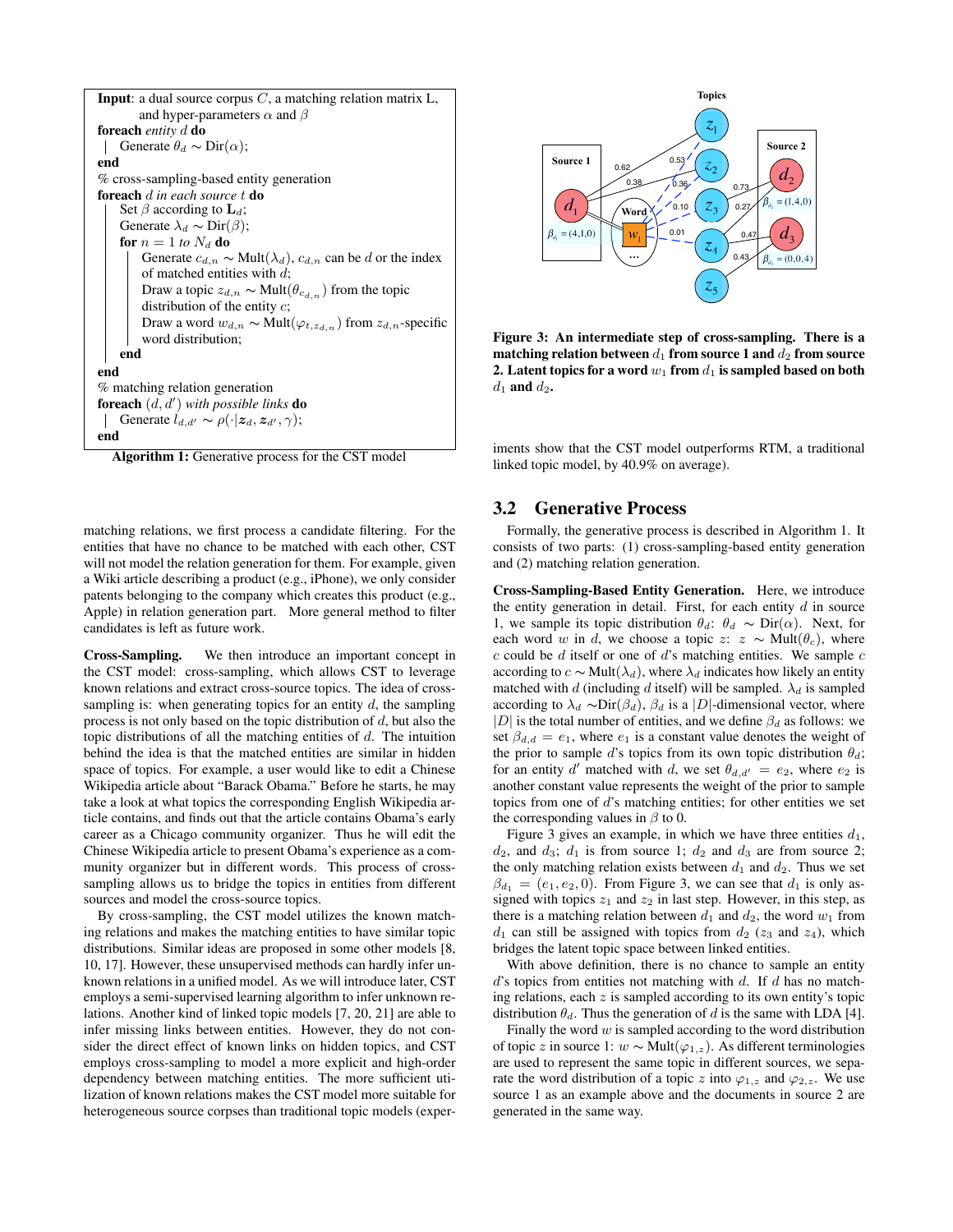**Input**: a dual source corpus $C$, a matching relation matrix L, and hyper-parameters $\alpha$ and $\beta$

**foreach** *entity* $d$ **do**

  Generate $\theta_d \sim \text{Dir}(\alpha)$;

**end**

% cross-sampling-based entity generation

**foreach** $d$ *in each source* $t$ **do**

  Set $\beta$ according to $\mathbf{L}_d$;

  Generate $\lambda_d \sim \text{Dir}(\beta)$;

  **for** $n = 1$ *to* $N_d$ **do**

    Generate $c_{d,n} \sim \text{Mult}(\lambda_d)$, $c_{d,n}$ can be $d$ or the index of matched entities with $d$;

    Draw a topic $z_{d,n} \sim \text{Mult}(\theta_{c_{d,n}})$ from the topic distribution of the entity $c$;

    Draw a word $w_{d,n} \sim \text{Mult}(\varphi_{t,z_{d,n}})$ from $z_{d,n}$-specific word distribution;

  **end**

**end**

% matching relation generation

**foreach** $(d, d')$ *with possible links* **do**

  Generate $l_{d,d'} \sim \rho(\cdot|\boldsymbol{z}_d, \boldsymbol{z}_{d'}, \gamma)$;

**end**

**Algorithm 1:** Generative process for the CST model

matching relations, we first process a candidate filtering. For the entities that have no chance to be matched with each other, CST will not model the relation generation for them. For example, given a Wiki article describing a product (e.g., iPhone), we only consider patents belonging to the company which creates this product (e.g., Apple) in relation generation part. More general method to filter candidates is left as future work.

**Cross-Sampling.** We then introduce an important concept in the CST model: cross-sampling, which allows CST to leverage known relations and extract cross-source topics. The idea of cross-sampling is: when generating topics for an entity $d$, the sampling process is not only based on the topic distribution of $d$, but also the topic distributions of all the matching entities of $d$. The intuition behind the idea is that the matched entities are similar in hidden space of topics. For example, a user would like to edit a Chinese Wikipedia article about "Barack Obama." Before he starts, he may take a look at what topics the corresponding English Wikipedia article contains, and finds out that the article contains Obama's early career as a Chicago community organizer. Thus he will edit the Chinese Wikipedia article to present Obama's experience as a community organizer but in different words. This process of cross-sampling allows us to bridge the topics in entities from different sources and model the cross-source topics.

By cross-sampling, the CST model utilizes the known matching relations and makes the matching entities to have similar topic distributions. Similar ideas are proposed in some other models [8, 10, 17]. However, these unsupervised methods can hardly infer unknown relations in a unified model. As we will introduce later, CST employs a semi-supervised learning algorithm to infer unknown relations. Another kind of linked topic models [7, 20, 21] are able to infer missing links between entities. However, they do not consider the direct effect of known links on hidden topics, and CST employs cross-sampling to model a more explicit and high-order dependency between matching entities. The more sufficient utilization of known relations makes the CST model more suitable for heterogeneous source corpses than traditional topic models (experiments show that the CST model outperforms RTM, a traditional linked topic model, by 40.9% on average).

**Figure 3: An intermediate step of cross-sampling. There is a matching relation between $d_1$ from source 1 and $d_2$ from source 2. Latent topics for a word $w_1$ from $d_1$ is sampled based on both $d_1$ and $d_2$.**

## 3.2 Generative Process

Formally, the generative process is described in Algorithm 1. It consists of two parts: (1) cross-sampling-based entity generation and (2) matching relation generation.

**Cross-Sampling-Based Entity Generation.** Here, we introduce the entity generation in detail. First, for each entity $d$ in source 1, we sample its topic distribution $\theta_d$: $\theta_d \sim \text{Dir}(\alpha)$. Next, for each word $w$ in $d$, we choose a topic $z$: $z \sim \text{Mult}(\theta_c)$, where $c$ could be $d$ itself or one of $d$'s matching entities. We sample $c$ according to $c \sim \text{Mult}(\lambda_d)$, where $\lambda_d$ indicates how likely an entity matched with $d$ (including $d$ itself) will be sampled. $\lambda_d$ is sampled according to $\lambda_d \sim\text{Dir}(\beta_d)$, $\beta_d$ is a $|D|$-dimensional vector, where $|D|$ is the total number of entities, and we define $\beta_d$ as follows: we set $\beta_{d,d} = e_1$, where $e_1$ is a constant value denotes the weight of the prior to sample $d$'s topics from its own topic distribution $\theta_d$; for an entity $d'$ matched with $d$, we set $\theta_{d,d'} = e_2$, where $e_2$ is another constant value represents the weight of the prior to sample topics from one of $d$'s matching entities; for other entities we set the corresponding values in $\beta$ to 0.

Figure 3 gives an example, in which we have three entities $d_1$, $d_2$, and $d_3$; $d_1$ is from source 1; $d_2$ and $d_3$ are from source 2; the only matching relation exists between $d_1$ and $d_2$. Thus we set $\beta_{d_1} = (e_1, e_2, 0)$. From Figure 3, we can see that $d_1$ is only assigned with topics $z_1$ and $z_2$ in last step. However, in this step, as there is a matching relation between $d_1$ and $d_2$, the word $w_1$ from $d_1$ can still be assigned with topics from $d_2$ ($z_3$ and $z_4$), which bridges the latent topic space between linked entities.

With above definition, there is no chance to sample an entity $d$'s topics from entities not matching with $d$. If $d$ has no matching relations, each $z$ is sampled according to its own topic distribution $\theta_d$. Thus the generation of $d$ is the same with LDA [4].

Finally the word $w$ is sampled according to the word distribution of topic $z$ in source 1: $w \sim \text{Mult}(\varphi_{1,z})$. As different terminologies are used to represent the same topic in different sources, we separate the word distribution of a topic $z$ into $\varphi_{1,z}$ and $\varphi_{2,z}$. We use source 1 as an example above and the documents in source 2 are generated in the same way.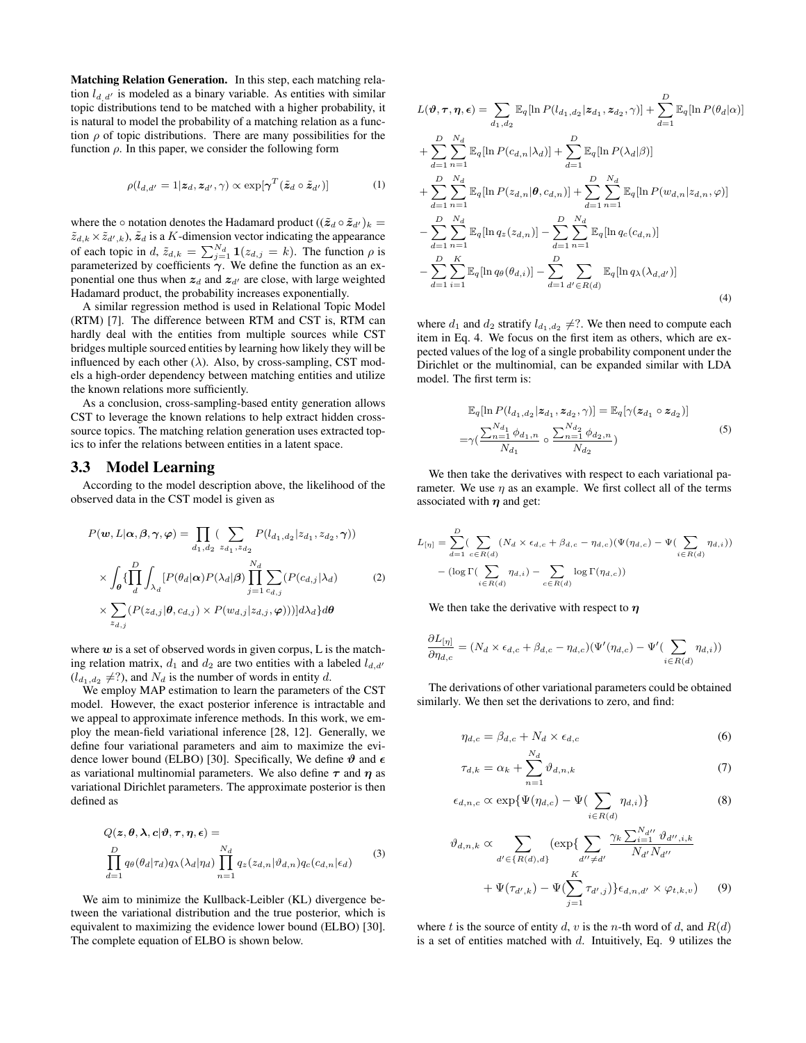**Matching Relation Generation.** In this step, each matching relation $l_{d,d'}$ is modeled as a binary variable. As entities with similar topic distributions tend to be matched with a higher probability, it is natural to model the probability of a matching relation as a function $\rho$ of topic distributions. There are many possibilities for the function $\rho$. In this paper, we consider the following form

$$\rho(l_{d,d'} = 1 | \boldsymbol{z}_d, \boldsymbol{z}_{d'}, \gamma) \propto \exp[\boldsymbol{\gamma}^T(\tilde{\boldsymbol{z}}_d \circ \tilde{\boldsymbol{z}}_{d'})] \tag{1}$$

where the $\circ$ notation denotes the Hadamard product ($(\tilde{\boldsymbol{z}}_d \circ \tilde{\boldsymbol{z}}_{d'})_k = \tilde{z}_{d,k} \times \tilde{z}_{d',k}$), $\tilde{\boldsymbol{z}}_d$ is a $K$-dimension vector indicating the appearance of each topic in $d$, $\tilde{z}_{d,k} = \sum_{j=1}^{N_d} \mathbf{1}(z_{d,j} = k)$. The function $\rho$ is parameterized by coefficients $\boldsymbol{\gamma}$. We define the function as an exponential one thus when $\boldsymbol{z}_d$ and $\boldsymbol{z}_{d'}$ are close, with large weighted Hadamard product, the probability increases exponentially.

A similar regression method is used in Relational Topic Model (RTM) [7]. The difference between RTM and CST is, RTM can hardly deal with the entities from multiple sources while CST bridges multiple sourced entities by learning how likely they will be influenced by each other ($\lambda$). Also, by cross-sampling, CST models a high-order dependency between matching entities and utilize the known relations more sufficiently.

As a conclusion, cross-sampling-based entity generation allows CST to leverage the known relations to help extract hidden cross-source topics. The matching relation generation uses extracted topics to infer the relations between entities in a latent space.

## 3.3 Model Learning

According to the model description above, the likelihood of the observed data in the CST model is given as

$$\begin{aligned}
P(\boldsymbol{w}, L | \boldsymbol{\alpha}, \boldsymbol{\beta}, \boldsymbol{\gamma}, \boldsymbol{\varphi}) &= \prod_{d_1, d_2} \Big( \sum_{z_{d_1}, z_{d_2}} P(l_{d_1,d_2} | z_{d_1}, z_{d_2}, \boldsymbol{\gamma}) \Big) \\
&\times \int_{\boldsymbol{\theta}} \Big\{ \prod_{d}^{D} \int_{\lambda_d} [P(\theta_d | \boldsymbol{\alpha}) P(\lambda_d | \boldsymbol{\beta}) \prod_{j=1}^{N_d} \sum_{c_{d,j}} (P(c_{d,j} | \lambda_d) \\
&\times \sum_{z_{d,j}} (P(z_{d,j} | \boldsymbol{\theta}, c_{d,j}) \times P(w_{d,j} | z_{d,j}, \boldsymbol{\varphi})))] d\lambda_d \Big\} d\boldsymbol{\theta}
\end{aligned} \tag{2}$$

where $\boldsymbol{w}$ is a set of observed words in given corpus, L is the matching relation matrix, $d_1$ and $d_2$ are two entities with a labeled $l_{d,d'}$ ($l_{d_1,d_2} \neq ?$), and $N_d$ is the number of words in entity $d$.

We employ MAP estimation to learn the parameters of the CST model. However, the exact posterior inference is intractable and we appeal to approximate inference methods. In this work, we employ the mean-field variational inference [28, 12]. Generally, we define four variational parameters and aim to maximize the evidence lower bound (ELBO) [30]. Specifically, We define $\boldsymbol{\vartheta}$ and $\boldsymbol{\epsilon}$ as variational multinomial parameters. We also define $\boldsymbol{\tau}$ and $\boldsymbol{\eta}$ as variational Dirichlet parameters. The approximate posterior is then defined as

$$\begin{aligned}
&Q(\boldsymbol{z}, \boldsymbol{\theta}, \boldsymbol{\lambda}, \boldsymbol{c} | \boldsymbol{\vartheta}, \boldsymbol{\tau}, \boldsymbol{\eta}, \boldsymbol{\epsilon}) = \\
&\prod_{d=1}^{D} q_\theta(\theta_d | \tau_d) q_\lambda(\lambda_d | \eta_d) \prod_{n=1}^{N_d} q_z(z_{d,n} | \vartheta_{d,n}) q_c(c_{d,n} | \epsilon_d)
\end{aligned} \tag{3}$$

We aim to minimize the Kullback-Leibler (KL) divergence between the variational distribution and the true posterior, which is equivalent to maximizing the evidence lower bound (ELBO) [30]. The complete equation of ELBO is shown below.

$$\begin{aligned}
L(\boldsymbol{\vartheta}, \boldsymbol{\tau}, \boldsymbol{\eta}, \boldsymbol{\epsilon}) &= \sum_{d_1, d_2} \mathbb{E}_q[\ln P(l_{d_1,d_2} | \boldsymbol{z}_{d_1}, \boldsymbol{z}_{d_2}, \gamma)] + \sum_{d=1}^{D} \mathbb{E}_q[\ln P(\theta_d | \alpha)] \\
&+ \sum_{d=1}^{D} \sum_{n=1}^{N_d} \mathbb{E}_q[\ln P(c_{d,n} | \lambda_d)] + \sum_{d=1}^{D} \mathbb{E}_q[\ln P(\lambda_d | \beta)] \\
&+ \sum_{d=1}^{D} \sum_{n=1}^{N_d} \mathbb{E}_q[\ln P(z_{d,n} | \boldsymbol{\theta}, c_{d,n})] + \sum_{d=1}^{D} \sum_{n=1}^{N_d} \mathbb{E}_q[\ln P(w_{d,n} | z_{d,n}, \varphi)] \\
&- \sum_{d=1}^{D} \sum_{n=1}^{N_d} \mathbb{E}_q[\ln q_z(z_{d,n})] - \sum_{d=1}^{D} \sum_{n=1}^{N_d} \mathbb{E}_q[\ln q_c(c_{d,n})] \\
&- \sum_{d=1}^{D} \sum_{i=1}^{K} \mathbb{E}_q[\ln q_\theta(\theta_{d,i})] - \sum_{d=1}^{D} \sum_{d' \in R(d)} \mathbb{E}_q[\ln q_\lambda(\lambda_{d,d'})]
\end{aligned} \tag{4}$$

where $d_1$ and $d_2$ stratify $l_{d_1,d_2} \neq ?$. We then need to compute each item in Eq. 4. We focus on the first item as others, which are expected values of the log of a single probability component under the Dirichlet or the multinomial, can be expanded similar with LDA model. The first term is:

$$\begin{aligned}
&\mathbb{E}_q[\ln P(l_{d_1,d_2} | \boldsymbol{z}_{d_1}, \boldsymbol{z}_{d_2}, \gamma)] = \mathbb{E}_q[\gamma(\boldsymbol{z}_{d_1} \circ \boldsymbol{z}_{d_2})] \\
&= \gamma\Big(\frac{\sum_{n=1}^{N_{d_1}} \phi_{d_1,n}}{N_{d_1}} \circ \frac{\sum_{n=1}^{N_{d_2}} \phi_{d_2,n}}{N_{d_2}}\Big)
\end{aligned} \tag{5}$$

We then take the derivatives with respect to each variational parameter. We use $\eta$ as an example. We first collect all of the terms associated with $\boldsymbol{\eta}$ and get:

$$\begin{aligned}
L_{[\eta]} = &\sum_{d=1}^{D} \Big( \sum_{c \in R(d)} (N_d \times \epsilon_{d,c} + \beta_{d,c} - \eta_{d,c})(\Psi(\eta_{d,c}) - \Psi(\sum_{i \in R(d)} \eta_{d,i})) \\
&- (\log \Gamma(\sum_{i \in R(d)} \eta_{d,i}) - \sum_{c \in R(d)} \log \Gamma(\eta_{d,c}) \Big)
\end{aligned}$$

We then take the derivative with respect to $\boldsymbol{\eta}$

$$\frac{\partial L_{[\eta]}}{\partial \eta_{d,c}} = (N_d \times \epsilon_{d,c} + \beta_{d,c} - \eta_{d,c})(\Psi'(\eta_{d,c}) - \Psi'(\sum_{i \in R(d)} \eta_{d,i}))$$

The derivations of other variational parameters could be obtained similarly. We then set the derivations to zero, and find:

$$\eta_{d,c} = \beta_{d,c} + N_d \times \epsilon_{d,c} \tag{6}$$

$$\tau_{d,k} = \alpha_k + \sum_{n=1}^{N_d} \vartheta_{d,n,k} \tag{7}$$

$$\epsilon_{d,n,c} \propto \exp\{\Psi(\eta_{d,c}) - \Psi(\sum_{i \in R(d)} \eta_{d,i})\} \tag{8}$$

$$\begin{aligned}
\vartheta_{d,n,k} \propto &\sum_{d' \in \{R(d), d\}} (\exp\{ \sum_{d'' \neq d'} \frac{\gamma_k \sum_{i=1}^{N_{d''}} \vartheta_{d'',i,k}}{N_{d'} N_{d''}} \\
&+ \Psi(\tau_{d',k}) - \Psi(\sum_{j=1}^{K} \tau_{d',j})\} \epsilon_{d,n,d'} \times \varphi_{t,k,v})
\end{aligned} \tag{9}$$

where $t$ is the source of entity $d$, $v$ is the $n$-th word of $d$, and $R(d)$ is a set of entities matched with $d$. Intuitively, Eq. 9 utilizes the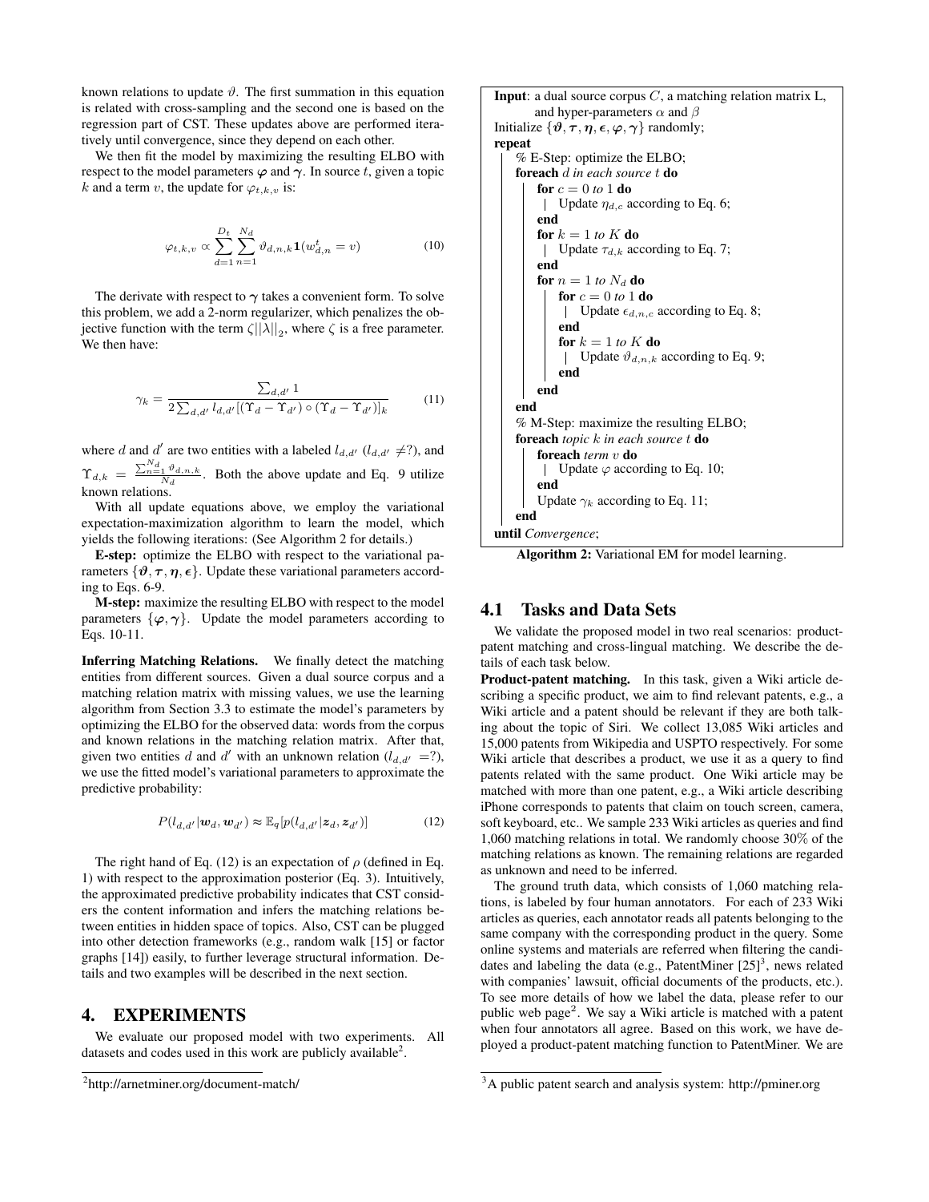known relations to update $\vartheta$. The first summation in this equation is related with cross-sampling and the second one is based on the regression part of CST. These updates above are performed iteratively until convergence, since they depend on each other.

We then fit the model by maximizing the resulting ELBO with respect to the model parameters $\varphi$ and $\gamma$. In source $t$, given a topic $k$ and a term $v$, the update for $\varphi_{t,k,v}$ is:

$$\varphi_{t,k,v} \propto \sum_{d=1}^{D_t} \sum_{n=1}^{N_d} \vartheta_{d,n,k} \mathbf{1}(w_{d,n}^t = v) \tag{10}$$

The derivate with respect to $\gamma$ takes a convenient form. To solve this problem, we add a 2-norm regularizer, which penalizes the objective function with the term $\zeta||\lambda||_2$, where $\zeta$ is a free parameter. We then have:

$$\gamma_k = \frac{\sum_{d,d'} 1}{2\sum_{d,d'} l_{d,d'}[(\Upsilon_d - \Upsilon_{d'}) \circ (\Upsilon_d - \Upsilon_{d'})]_k} \tag{11}$$

where $d$ and $d'$ are two entities with a labeled $l_{d,d'}$ ($l_{d,d'} \neq ?$), and $\Upsilon_{d,k} = \frac{\sum_{n=1}^{N_d} \vartheta_{d,n,k}}{N_d}$. Both the above update and Eq. 9 utilize known relations.

With all update equations above, we employ the variational expectation-maximization algorithm to learn the model, which yields the following iterations: (See Algorithm 2 for details.)

**E-step:** optimize the ELBO with respect to the variational parameters $\{\vartheta, \tau, \eta, \epsilon\}$. Update these variational parameters according to Eqs. 6-9.

**M-step:** maximize the resulting ELBO with respect to the model parameters $\{\varphi, \gamma\}$. Update the model parameters according to Eqs. 10-11.

**Inferring Matching Relations.** We finally detect the matching entities from different sources. Given a dual source corpus and a matching relation matrix with missing values, we use the learning algorithm from Section 3.3 to estimate the model's parameters by optimizing the ELBO for the observed data: words from the corpus and known relations in the matching relation matrix. After that, given two entities $d$ and $d'$ with an unknown relation ($l_{d,d'} = ?$), we use the fitted model's variational parameters to approximate the predictive probability:

$$P(l_{d,d'}|\boldsymbol{w}_d, \boldsymbol{w}_{d'}) \approx \mathbb{E}_q[p(l_{d,d'}|\boldsymbol{z}_d, \boldsymbol{z}_{d'})] \tag{12}$$

The right hand of Eq. (12) is an expectation of $\rho$ (defined in Eq. 1) with respect to the approximation posterior (Eq. 3). Intuitively, the approximated predictive probability indicates that CST considers the content information and infers the matching relations between entities in hidden space of topics. Also, CST can be plugged into other detection frameworks (e.g., random walk [15] or factor graphs [14]) easily, to further leverage structural information. Details and two examples will be described in the next section.

```
Input: a dual source corpus C, a matching relation matrix L,
       and hyper-parameters α and β
Initialize {ϑ, τ, η, ε, φ, γ} randomly;
repeat
    % E-Step: optimize the ELBO;
    foreach d in each source t do
        for c = 0 to 1 do
            Update η_{d,c} according to Eq. 6;
        end
        for k = 1 to K do
            Update τ_{d,k} according to Eq. 7;
        end
        for n = 1 to N_d do
            for c = 0 to 1 do
                Update ε_{d,n,c} according to Eq. 8;
            end
            for k = 1 to K do
                Update ϑ_{d,n,k} according to Eq. 9;
            end
        end
    end
    % M-Step: maximize the resulting ELBO;
    foreach topic k in each source t do
        foreach term v do
            Update φ according to Eq. 10;
        end
        Update γ_k according to Eq. 11;
    end
until Convergence;
```

**Algorithm 2:** Variational EM for model learning.

## 4. EXPERIMENTS

We evaluate our proposed model with two experiments. All datasets and codes used in this work are publicly available[2].

### 4.1 Tasks and Data Sets

We validate the proposed model in two real scenarios: product-patent matching and cross-lingual matching. We describe the details of each task below.

**Product-patent matching.** In this task, given a Wiki article describing a specific product, we aim to find relevant patents, e.g., a Wiki article and a patent should be relevant if they are both talking about the topic of Siri. We collect 13,085 Wiki articles and 15,000 patents from Wikipedia and USPTO respectively. For some Wiki article that describes a product, we use it as a query to find patents related with the same product. One Wiki article may be matched with more than one patent, e.g., a Wiki article describing iPhone corresponds to patents that claim on touch screen, camera, soft keyboard, etc.. We sample 233 Wiki articles as queries and find 1,060 matching relations in total. We randomly choose 30% of the matching relations as known. The remaining relations are regarded as unknown and need to be inferred.

The ground truth data, which consists of 1,060 matching relations, is labeled by four human annotators. For each of 233 Wiki articles as queries, each annotator reads all patents belonging to the same company with the corresponding product in the query. Some online systems and materials are referred when filtering the candidates and labeling the data (e.g., PatentMiner [25][3], news related with companies' lawsuit, official documents of the products, etc.). To see more details of how we label the data, please refer to our public web page[2]. We say a Wiki article is matched with a patent when four annotators all agree. Based on this work, we have deployed a product-patent matching function to PatentMiner. We are

[2]http://arnetminer.org/document-match/

[3]A public patent search and analysis system: http://pminer.org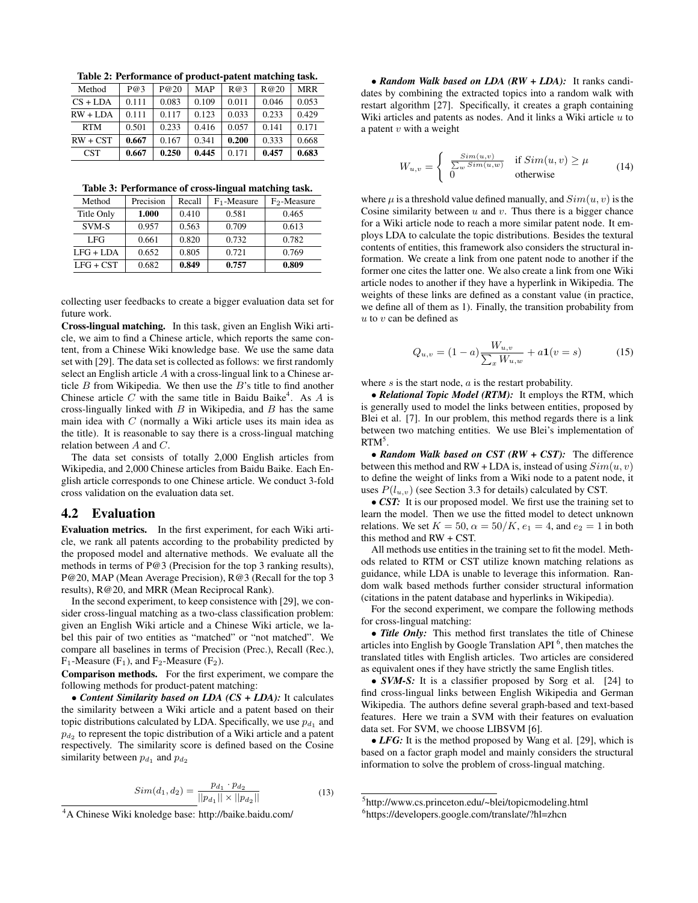Table 2: Performance of product-patent matching task.

| Method | P@3 | P@20 | MAP | R@3 | R@20 | MRR |
|---|---|---|---|---|---|---|
| CS + LDA | 0.111 | 0.083 | 0.109 | 0.011 | 0.046 | 0.053 |
| RW + LDA | 0.111 | 0.117 | 0.123 | 0.033 | 0.233 | 0.429 |
| RTM | 0.501 | 0.233 | 0.416 | 0.057 | 0.141 | 0.171 |
| RW + CST | **0.667** | 0.167 | 0.341 | **0.200** | 0.333 | 0.668 |
| CST | **0.667** | **0.250** | **0.445** | 0.171 | **0.457** | **0.683** |

Table 3: Performance of cross-lingual matching task.

| Method | Precision | Recall | $F_1$-Measure | $F_2$-Measure |
|---|---|---|---|---|
| Title Only | **1.000** | 0.410 | 0.581 | 0.465 |
| SVM-S | 0.957 | 0.563 | 0.709 | 0.613 |
| LFG | 0.661 | 0.820 | 0.732 | 0.782 |
| LFG + LDA | 0.652 | 0.805 | 0.721 | 0.769 |
| LFG + CST | 0.682 | **0.849** | **0.757** | **0.809** |

collecting user feedbacks to create a bigger evaluation data set for future work.

**Cross-lingual matching.** In this task, given an English Wiki article, we aim to find a Chinese article, which reports the same content, from a Chinese Wiki knowledge base. We use the same data set with [29]. The data set is collected as follows: we first randomly select an English article $A$ with a cross-lingual link to a Chinese article $B$ from Wikipedia. We then use the $B$'s title to find another Chinese article $C$ with the same title in Baidu Baike[4]. As $A$ is cross-lingually linked with $B$ in Wikipedia, and $B$ has the same main idea with $C$ (normally a Wiki article uses its main idea as the title). It is reasonable to say there is a cross-lingual matching relation between $A$ and $C$.

The data set consists of totally 2,000 English articles from Wikipedia, and 2,000 Chinese articles from Baidu Baike. Each English article corresponds to one Chinese article. We conduct 3-fold cross validation on the evaluation data set.

## 4.2 Evaluation

**Evaluation metrics.** In the first experiment, for each Wiki article, we rank all patents according to the probability predicted by the proposed model and alternative methods. We evaluate all the methods in terms of P@3 (Precision for the top 3 ranking results), P@20, MAP (Mean Average Precision), R@3 (Recall for the top 3 results), R@20, and MRR (Mean Reciprocal Rank).

In the second experiment, to keep consistence with [29], we consider cross-lingual matching as a two-class classification problem: given an English Wiki article and a Chinese Wiki article, we label this pair of two entities as "matched" or "not matched". We compare all baselines in terms of Precision (Prec.), Recall (Rec.), $F_1$-Measure ($F_1$), and $F_2$-Measure ($F_2$).

**Comparison methods.** For the first experiment, we compare the following methods for product-patent matching:

• ***Content Similarity based on LDA (CS + LDA):*** It calculates the similarity between a Wiki article and a patent based on their topic distributions calculated by LDA. Specifically, we use $p_{d_1}$ and $p_{d_2}$ to represent the topic distribution of a Wiki article and a patent respectively. The similarity score is defined based on the Cosine similarity between $p_{d_1}$ and $p_{d_2}$

$$Sim(d_1, d_2) = \frac{p_{d_1} \cdot p_{d_2}}{||p_{d_1}|| \times ||p_{d_2}||} \tag{13}$$

• ***Random Walk based on LDA (RW + LDA):*** It ranks candidates by combining the extracted topics into a random walk with restart algorithm [27]. Specifically, it creates a graph containing Wiki articles and patents as nodes. And it links a Wiki article $u$ to a patent $v$ with a weight

$$W_{u,v} = \begin{cases} \frac{Sim(u,v)}{\sum_w Sim(u,w)} & \text{if } Sim(u,v) \geq \mu \\ 0 & \text{otherwise} \end{cases} \tag{14}$$

where $\mu$ is a threshold value defined manually, and $Sim(u, v)$ is the Cosine similarity between $u$ and $v$. Thus there is a bigger chance for a Wiki article node to reach a more similar patent node. It employs LDA to calculate the topic distributions. Besides the textural contents of entities, this framework also considers the structural information. We create a link from one patent node to another if the former one cites the latter one. We also create a link from one Wiki article nodes to another if they have a hyperlink in Wikipedia. The weights of these links are defined as a constant value (in practice, we define all of them as 1). Finally, the transition probability from $u$ to $v$ can be defined as

$$Q_{u,v} = (1-a)\frac{W_{u,v}}{\sum_x W_{u,w}} + a\mathbf{1}(v = s) \tag{15}$$

where $s$ is the start node, $a$ is the restart probability.

• ***Relational Topic Model (RTM):*** It employs the RTM, which is generally used to model the links between entities, proposed by Blei et al. [7]. In our problem, this method regards there is a link between two matching entities. We use Blei's implementation of RTM[5].

• ***Random Walk based on CST (RW + CST):*** The difference between this method and RW + LDA is, instead of using $Sim(u, v)$ to define the weight of links from a Wiki node to a patent node, it uses $P(l_{u,v})$ (see Section 3.3 for details) calculated by CST.

• ***CST:*** It is our proposed model. We first use the training set to learn the model. Then we use the fitted model to detect unknown relations. We set $K = 50$, $\alpha = 50/K$, $e_1 = 4$, and $e_2 = 1$ in both this method and RW + CST.

All methods use entities in the training set to fit the model. Methods related to RTM or CST utilize known matching relations as guidance, while LDA is unable to leverage this information. Random walk based methods further consider structural information (citations in the patent database and hyperlinks in Wikipedia).

For the second experiment, we compare the following methods for cross-lingual matching:

• ***Title Only:*** This method first translates the title of Chinese articles into English by Google Translation API[6], then matches the translated titles with English articles. Two articles are considered as equivalent ones if they have strictly the same English titles.

• ***SVM-S:*** It is a classifier proposed by Sorg et al. [24] to find cross-lingual links between English Wikipedia and German Wikipedia. The authors define several graph-based and text-based features. Here we train a SVM with their features on evaluation data set. For SVM, we choose LIBSVM [6].

• ***LFG:*** It is the method proposed by Wang et al. [29], which is based on a factor graph model and mainly considers the structural information to solve the problem of cross-lingual matching.

[4] A Chinese Wiki knoledge base: http://baike.baidu.com/

[5] http://www.cs.princeton.edu/~blei/topicmodeling.html

[6] https://developers.google.com/translate/?hl=zhcn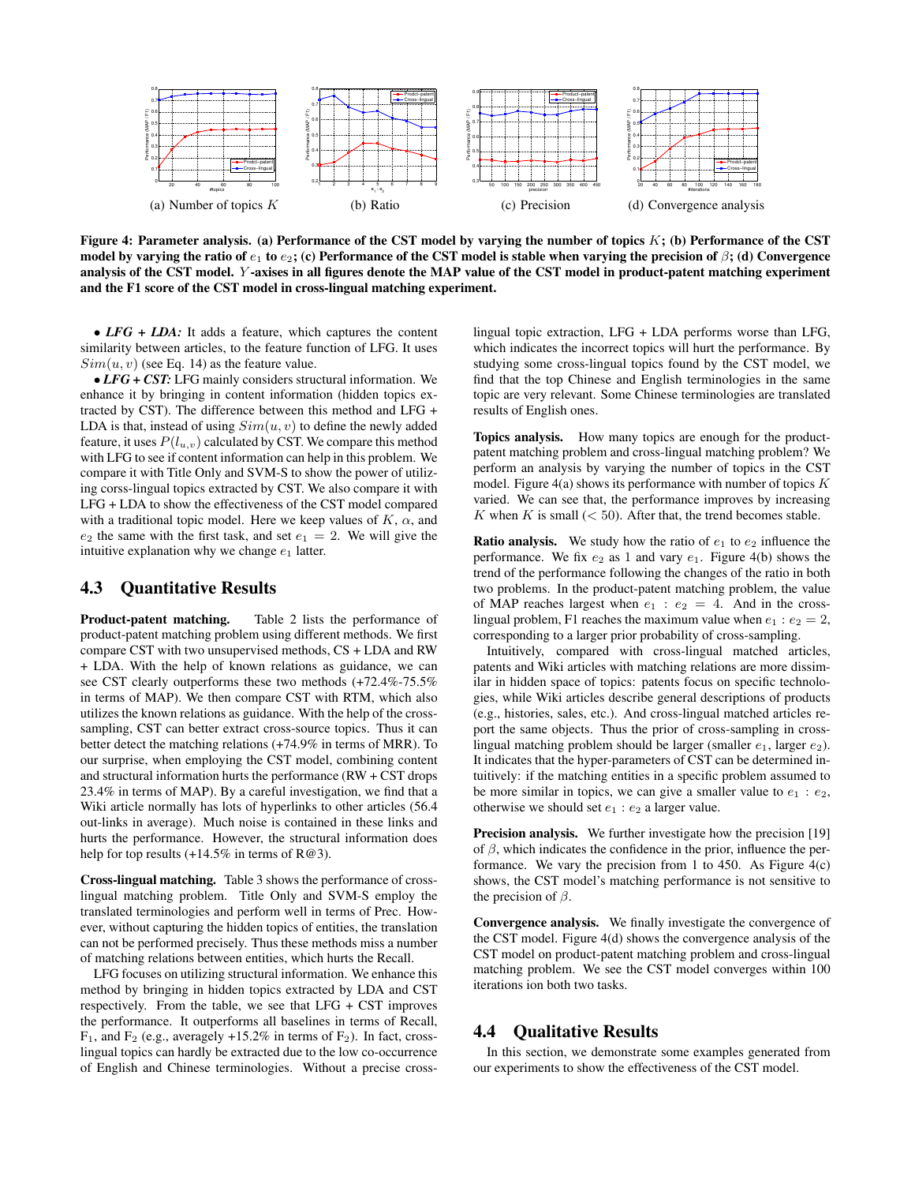(a) Number of topics $K$ (b) Ratio (c) Precision (d) Convergence analysis

**Figure 4: Parameter analysis. (a) Performance of the CST model by varying the number of topics $K$; (b) Performance of the CST model by varying the ratio of $e_1$ to $e_2$; (c) Performance of the CST model is stable when varying the precision of $\beta$; (d) Convergence analysis of the CST model. $Y$-axises in all figures denote the MAP value of the CST model in product-patent matching experiment and the F1 score of the CST model in cross-lingual matching experiment.**

- ***LFG + LDA:*** It adds a feature, which captures the content similarity between articles, to the feature function of LFG. It uses $Sim(u, v)$ (see Eq. 14) as the feature value.
- ***LFG + CST:*** LFG mainly considers structural information. We enhance it by bringing in content information (hidden topics extracted by CST). The difference between this method and LFG + LDA is that, instead of using $Sim(u, v)$ to define the newly added feature, it uses $P(l_{u,v})$ calculated by CST. We compare this method with LFG to see if content information can help in this problem. We compare it with Title Only and SVM-S to show the power of utilizing corss-lingual topics extracted by CST. We also compare it with LFG + LDA to show the effectiveness of the CST model compared with a traditional topic model. Here we keep values of $K$, $\alpha$, and $e_2$ the same with the first task, and set $e_1 = 2$. We will give the intuitive explanation why we change $e_1$ latter.

## 4.3 Quantitative Results

**Product-patent matching.** Table 2 lists the performance of product-patent matching problem using different methods. We first compare CST with two unsupervised methods, CS + LDA and RW + LDA. With the help of known relations as guidance, we can see CST clearly outperforms these two methods (+72.4%-75.5% in terms of MAP). We then compare CST with RTM, which also utilizes the known relations as guidance. With the help of the cross-sampling, CST can better extract cross-source topics. Thus it can better detect the matching relations (+74.9% in terms of MRR). To our surprise, when employing the CST model, combining content and structural information hurts the performance (RW + CST drops 23.4% in terms of MAP). By a careful investigation, we find that a Wiki article normally has lots of hyperlinks to other articles (56.4 out-links in average). Much noise is contained in these links and hurts the performance. However, the structural information does help for top results (+14.5% in terms of R@3).

**Cross-lingual matching.** Table 3 shows the performance of cross-lingual matching problem. Title Only and SVM-S employ the translated terminologies and perform well in terms of Prec. However, without capturing the hidden topics of entities, the translation can not be performed precisely. Thus these methods miss a number of matching relations between entities, which hurts the Recall.

LFG focuses on utilizing structural information. We enhance this method by bringing in hidden topics extracted by LDA and CST respectively. From the table, we see that LFG + CST improves the performance. It outperforms all baselines in terms of Recall, $F_1$, and $F_2$ (e.g., averagely +15.2% in terms of $F_2$). In fact, cross-lingual topics can hardly be extracted due to the low co-occurrence of English and Chinese terminologies. Without a precise cross-lingual topic extraction, LFG + LDA performs worse than LFG, which indicates the incorrect topics will hurt the performance. By studying some cross-lingual topics found by the CST model, we find that the top Chinese and English terminologies in the same topic are very relevant. Some Chinese terminologies are translated results of English ones.

**Topics analysis.** How many topics are enough for the product-patent matching problem and cross-lingual matching problem? We perform an analysis by varying the number of topics in the CST model. Figure 4(a) shows its performance with number of topics $K$ varied. We can see that, the performance improves by increasing $K$ when $K$ is small ($< 50$). After that, the trend becomes stable.

**Ratio analysis.** We study how the ratio of $e_1$ to $e_2$ influence the performance. We fix $e_2$ as 1 and vary $e_1$. Figure 4(b) shows the trend of the performance following the changes of the ratio in both two problems. In the product-patent matching problem, the value of MAP reaches largest when $e_1 : e_2 = 4$. And in the cross-lingual problem, F1 reaches the maximum value when $e_1 : e_2 = 2$, corresponding to a larger prior probability of cross-sampling.

Intuitively, compared with cross-lingual matched articles, patents and Wiki articles with matching relations are more dissimilar in hidden space of topics: patents focus on specific technologies, while Wiki articles describe general descriptions of products (e.g., histories, sales, etc.). And cross-lingual matched articles report the same objects. Thus the prior of cross-sampling in cross-lingual matching problem should be larger (smaller $e_1$, larger $e_2$). It indicates that the hyper-parameters of CST can be determined intuitively: if the matching entities in a specific problem assumed to be more similar in topics, we can give a smaller value to $e_1 : e_2$, otherwise we should set $e_1 : e_2$ a larger value.

**Precision analysis.** We further investigate how the precision [19] of $\beta$, which indicates the confidence in the prior, influence the performance. We vary the precision from 1 to 450. As Figure 4(c) shows, the CST model's matching performance is not sensitive to the precision of $\beta$.

**Convergence analysis.** We finally investigate the convergence of the CST model. Figure 4(d) shows the convergence analysis of the CST model on product-patent matching problem and cross-lingual matching problem. We see the CST model converges within 100 iterations ion both two tasks.

## 4.4 Qualitative Results

In this section, we demonstrate some examples generated from our experiments to show the effectiveness of the CST model.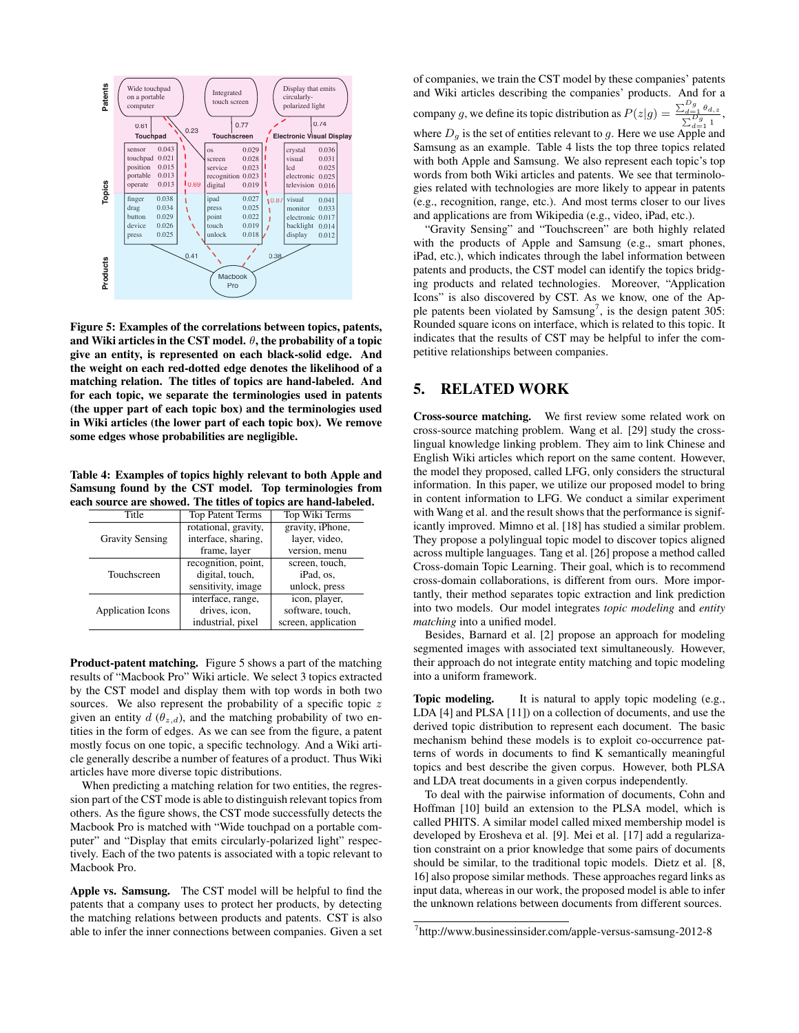Figure 5: Examples of the correlations between topics, patents, and Wiki articles in the CST model. $\theta$, the probability of a topic give an entity, is represented on each black-solid edge. And the weight on each red-dotted edge denotes the likelihood of a matching relation. The titles of topics are hand-labeled. And for each topic, we separate the terminologies used in patents (the upper part of each topic box) and the terminologies used in Wiki articles (the lower part of each topic box). We remove some edges whose probabilities are negligible.

Table 4: Examples of topics highly relevant to both Apple and Samsung found by the CST model. Top terminologies from each source are showed. The titles of topics are hand-labeled.

| Title | Top Patent Terms | Top Wiki Terms |
|---|---|---|
| Gravity Sensing | rotational, gravity, interface, sharing, frame, layer | gravity, iPhone, layer, video, version, menu |
| Touchscreen | recognition, point, digital, touch, sensitivity, image | screen, touch, iPad, os, unlock, press |
| Application Icons | interface, range, drives, icon, industrial, pixel | icon, player, software, touch, screen, application |

**Product-patent matching.** Figure 5 shows a part of the matching results of "Macbook Pro" Wiki article. We select 3 topics extracted by the CST model and display them with top words in both two sources. We also represent the probability of a specific topic $z$ given an entity $d$ ($\theta_{z,d}$), and the matching probability of two entities in the form of edges. As we can see from the figure, a patent mostly focus on one topic, a specific technology. And a Wiki article generally describe a number of features of a product. Thus Wiki articles have more diverse topic distributions.

When predicting a matching relation for two entities, the regression part of the CST mode is able to distinguish relevant topics from others. As the figure shows, the CST mode successfully detects the Macbook Pro is matched with "Wide touchpad on a portable computer" and "Display that emits circularly-polarized light" respectively. Each of the two patents is associated with a topic relevant to Macbook Pro.

**Apple vs. Samsung.** The CST model will be helpful to find the patents that a company uses to protect her products, by detecting the matching relations between products and patents. CST is also able to infer the inner connections between companies. Given a set of companies, we train the CST model by these companies' patents and Wiki articles describing the companies' products. And for a company $g$, we define its topic distribution as $P(z|g) = \frac{\sum_{d=1}^{D_g} \theta_{d,z}}{\sum_{d=1}^{D_g} 1}$, where $D_g$ is the set of entities relevant to $g$. Here we use Apple and Samsung as an example. Table 4 lists the top three topics related with both Apple and Samsung. We also represent each topic's top words from both Wiki and patents. We see that terminologies related with technologies are more likely to appear in patents (e.g., recognition, range, etc.). And most terms closer to our lives and applications are from Wikipedia (e.g., video, iPad, etc.).

"Gravity Sensing" and "Touchscreen" are both highly related with the products of Apple and Samsung (e.g., smart phones, iPad, etc.), which indicates that through the label information between patents and products, the CST model can identify the topics bridging products and related technologies. Moreover, "Application Icons" is also discovered by CST. As we know, one of the Apple patents been violated by Samsung[7], is the design patent 305: Rounded square icons on interface, which is related to this topic. It indicates that the results of CST may be helpful to infer the competitive relationships between companies.

## 5. RELATED WORK

**Cross-source matching.** We first review some related work on cross-source matching problem. Wang et al. [29] study the cross-lingual knowledge linking problem. They aim to link Chinese and English Wiki articles which report on the same content. However, the model they proposed, called LFG, only considers the structural information. In this paper, we utilize our proposed model to bring in content information to LFG. We conduct a similar experiment with Wang et al. and the result shows that the performance is significantly improved. Mimno et al. [18] has studied a similar problem. They propose a polylingual topic model to discover topics aligned across multiple languages. Tang et al. [26] propose a method called Cross-domain Topic Learning. Their goal, which is to recommend cross-domain collaborations, is different from ours. More importantly, their method separates topic extraction and link prediction into two models. Our model integrates *topic modeling* and *entity matching* into a unified model.

Besides, Barnard et al. [2] propose an approach for modeling segmented images with associated text simultaneously. However, their approach do not integrate entity matching and topic modeling into a uniform framework.

**Topic modeling.** It is natural to apply topic modeling (e.g., LDA [4] and PLSA [11]) on a collection of documents, and use the derived topic distribution to represent each document. The basic mechanism behind these models is to exploit co-occurrence patterns of words in documents to find K semantically meaningful topics and best describe the given corpus. However, both PLSA and LDA treat documents in a given corpus independently.

To deal with the pairwise information of documents, Cohn and Hoffman [10] build an extension to the PLSA model, which is called PHITS. A similar model called mixed membership model is developed by Erosheva et al. [9]. Mei et al. [17] add a regularization constraint on a prior knowledge that some pairs of documents should be similar, to the traditional topic models. Dietz et al. [8, 16] also propose similar methods. These approaches regard links as input data, whereas in our work, the proposed model is able to infer the unknown relations between documents from different sources.

[7] http://www.businessinsider.com/apple-versus-samsung-2012-8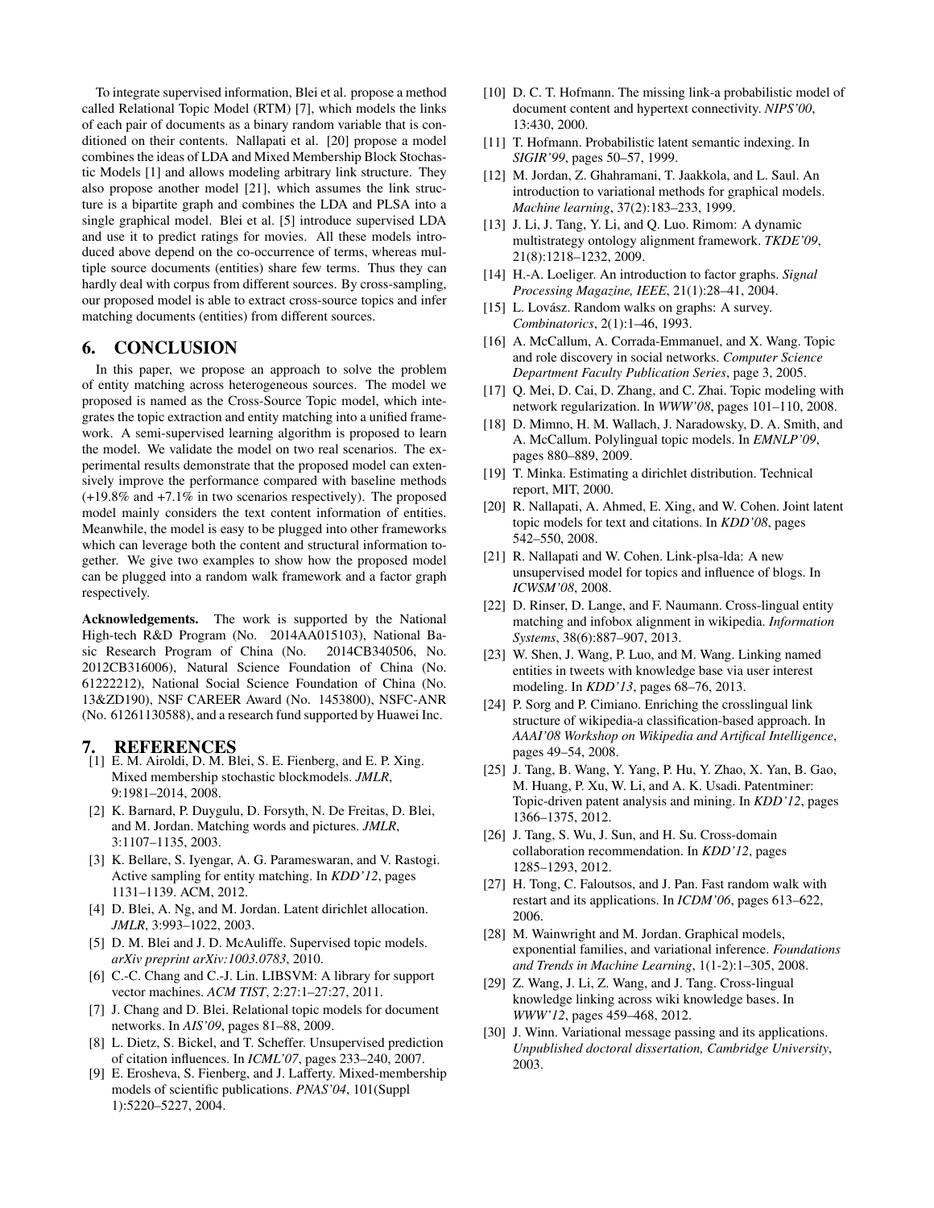To integrate supervised information, Blei et al. propose a method called Relational Topic Model (RTM) [7], which models the links of each pair of documents as a binary random variable that is conditioned on their contents. Nallapati et al. [20] propose a model combines the ideas of LDA and Mixed Membership Block Stochastic Models [1] and allows modeling arbitrary link structure. They also propose another model [21], which assumes the link structure is a bipartite graph and combines the LDA and PLSA into a single graphical model. Blei et al. [5] introduce supervised LDA and use it to predict ratings for movies. All these models introduced above depend on the co-occurrence of terms, whereas multiple source documents (entities) share few terms. Thus they can hardly deal with corpus from different sources. By cross-sampling, our proposed model is able to extract cross-source topics and infer matching documents (entities) from different sources.

## 6. CONCLUSION

In this paper, we propose an approach to solve the problem of entity matching across heterogeneous sources. The model we proposed is named as the Cross-Source Topic model, which integrates the topic extraction and entity matching into a unified framework. A semi-supervised learning algorithm is proposed to learn the model. We validate the model on two real scenarios. The experimental results demonstrate that the proposed model can extensively improve the performance compared with baseline methods (+19.8% and +7.1% in two scenarios respectively). The proposed model mainly considers the text content information of entities. Meanwhile, the model is easy to be plugged into other frameworks which can leverage both the content and structural information together. We give two examples to show how the proposed model can be plugged into a random walk framework and a factor graph respectively.

**Acknowledgements.** The work is supported by the National High-tech R&D Program (No. 2014AA015103), National Basic Research Program of China (No. 2014CB340506, No. 2012CB316006), Natural Science Foundation of China (No. 61222212), National Social Science Foundation of China (No. 13&ZD190), NSF CAREER Award (No. 1453800), NSFC-ANR (No. 61261130588), and a research fund supported by Huawei Inc.

## 7. REFERENCES

[1] E. M. Airoldi, D. M. Blei, S. E. Fienberg, and E. P. Xing. Mixed membership stochastic blockmodels. *JMLR*, 9:1981–2014, 2008.

[2] K. Barnard, P. Duygulu, D. Forsyth, N. De Freitas, D. Blei, and M. Jordan. Matching words and pictures. *JMLR*, 3:1107–1135, 2003.

[3] K. Bellare, S. Iyengar, A. G. Parameswaran, and V. Rastogi. Active sampling for entity matching. In *KDD'12*, pages 1131–1139. ACM, 2012.

[4] D. Blei, A. Ng, and M. Jordan. Latent dirichlet allocation. *JMLR*, 3:993–1022, 2003.

[5] D. M. Blei and J. D. McAuliffe. Supervised topic models. *arXiv preprint arXiv:1003.0783*, 2010.

[6] C.-C. Chang and C.-J. Lin. LIBSVM: A library for support vector machines. *ACM TIST*, 2:27:1–27:27, 2011.

[7] J. Chang and D. Blei. Relational topic models for document networks. In *AIS'09*, pages 81–88, 2009.

[8] L. Dietz, S. Bickel, and T. Scheffer. Unsupervised prediction of citation influences. In *ICML'07*, pages 233–240, 2007.

[9] E. Erosheva, S. Fienberg, and J. Lafferty. Mixed-membership models of scientific publications. *PNAS'04*, 101(Suppl 1):5220–5227, 2004.

[10] D. C. T. Hofmann. The missing link-a probabilistic model of document content and hypertext connectivity. *NIPS'00*, 13:430, 2000.

[11] T. Hofmann. Probabilistic latent semantic indexing. In *SIGIR'99*, pages 50–57, 1999.

[12] M. Jordan, Z. Ghahramani, T. Jaakkola, and L. Saul. An introduction to variational methods for graphical models. *Machine learning*, 37(2):183–233, 1999.

[13] J. Li, J. Tang, Y. Li, and Q. Luo. Rimom: A dynamic multistrategy ontology alignment framework. *TKDE'09*, 21(8):1218–1232, 2009.

[14] H.-A. Loeliger. An introduction to factor graphs. *Signal Processing Magazine, IEEE*, 21(1):28–41, 2004.

[15] L. Lovász. Random walks on graphs: A survey. *Combinatorics*, 2(1):1–46, 1993.

[16] A. McCallum, A. Corrada-Emmanuel, and X. Wang. Topic and role discovery in social networks. *Computer Science Department Faculty Publication Series*, page 3, 2005.

[17] Q. Mei, D. Cai, D. Zhang, and C. Zhai. Topic modeling with network regularization. In *WWW'08*, pages 101–110, 2008.

[18] D. Mimno, H. M. Wallach, J. Naradowsky, D. A. Smith, and A. McCallum. Polylingual topic models. In *EMNLP'09*, pages 880–889, 2009.

[19] T. Minka. Estimating a dirichlet distribution. Technical report, MIT, 2000.

[20] R. Nallapati, A. Ahmed, E. Xing, and W. Cohen. Joint latent topic models for text and citations. In *KDD'08*, pages 542–550, 2008.

[21] R. Nallapati and W. Cohen. Link-plsa-lda: A new unsupervised model for topics and influence of blogs. In *ICWSM'08*, 2008.

[22] D. Rinser, D. Lange, and F. Naumann. Cross-lingual entity matching and infobox alignment in wikipedia. *Information Systems*, 38(6):887–907, 2013.

[23] W. Shen, J. Wang, P. Luo, and M. Wang. Linking named entities in tweets with knowledge base via user interest modeling. In *KDD'13*, pages 68–76, 2013.

[24] P. Sorg and P. Cimiano. Enriching the crosslingual link structure of wikipedia-a classification-based approach. In *AAAI'08 Workshop on Wikipedia and Artifical Intelligence*, pages 49–54, 2008.

[25] J. Tang, B. Wang, Y. Yang, P. Hu, Y. Zhao, X. Yan, B. Gao, M. Huang, P. Xu, W. Li, and A. K. Usadi. Patentminer: Topic-driven patent analysis and mining. In *KDD'12*, pages 1366–1375, 2012.

[26] J. Tang, S. Wu, J. Sun, and H. Su. Cross-domain collaboration recommendation. In *KDD'12*, pages 1285–1293, 2012.

[27] H. Tong, C. Faloutsos, and J. Pan. Fast random walk with restart and its applications. In *ICDM'06*, pages 613–622, 2006.

[28] M. Wainwright and M. Jordan. Graphical models, exponential families, and variational inference. *Foundations and Trends in Machine Learning*, 1(1-2):1–305, 2008.

[29] Z. Wang, J. Li, Z. Wang, and J. Tang. Cross-lingual knowledge linking across wiki knowledge bases. In *WWW'12*, pages 459–468, 2012.

[30] J. Winn. Variational message passing and its applications. *Unpublished doctoral dissertation, Cambridge University*, 2003.